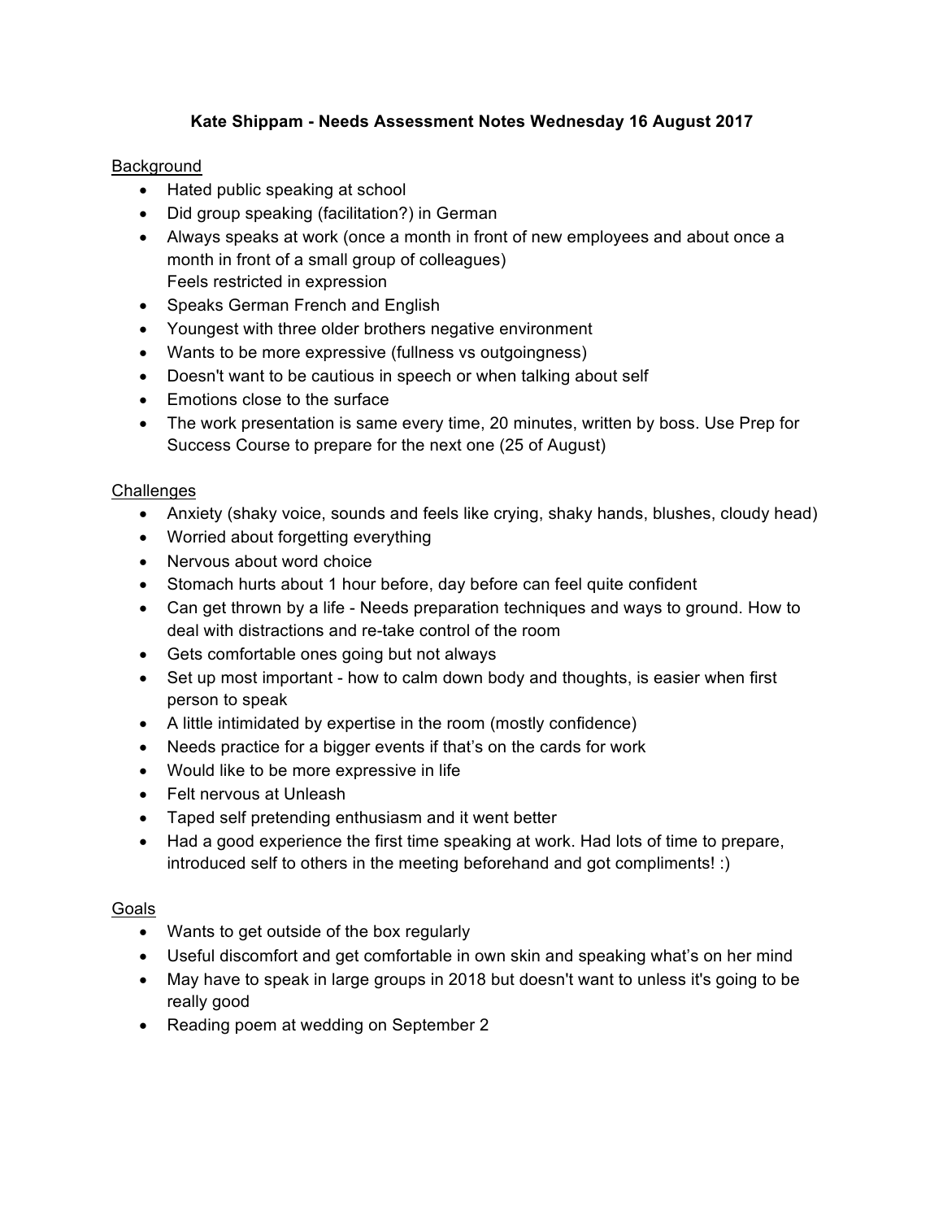**Kate Shippam - Needs Assessment Notes Wednesday 16 August 2017**

Background

- Hated public speaking at school
- Did group speaking (facilitation?) in German
- Always speaks at work (once a month in front of new employees and about once a month in front of a small group of colleagues)
  Feels restricted in expression
- Speaks German French and English
- Youngest with three older brothers negative environment
- Wants to be more expressive (fullness vs outgoingness)
- Doesn't want to be cautious in speech or when talking about self
- Emotions close to the surface
- The work presentation is same every time, 20 minutes, written by boss. Use Prep for Success Course to prepare for the next one (25 of August)

Challenges

- Anxiety (shaky voice, sounds and feels like crying, shaky hands, blushes, cloudy head)
- Worried about forgetting everything
- Nervous about word choice
- Stomach hurts about 1 hour before, day before can feel quite confident
- Can get thrown by a life - Needs preparation techniques and ways to ground. How to deal with distractions and re-take control of the room
- Gets comfortable ones going but not always
- Set up most important - how to calm down body and thoughts, is easier when first person to speak
- A little intimidated by expertise in the room (mostly confidence)
- Needs practice for a bigger events if that's on the cards for work
- Would like to be more expressive in life
- Felt nervous at Unleash
- Taped self pretending enthusiasm and it went better
- Had a good experience the first time speaking at work. Had lots of time to prepare, introduced self to others in the meeting beforehand and got compliments! :)

Goals

- Wants to get outside of the box regularly
- Useful discomfort and get comfortable in own skin and speaking what's on her mind
- May have to speak in large groups in 2018 but doesn't want to unless it's going to be really good
- Reading poem at wedding on September 2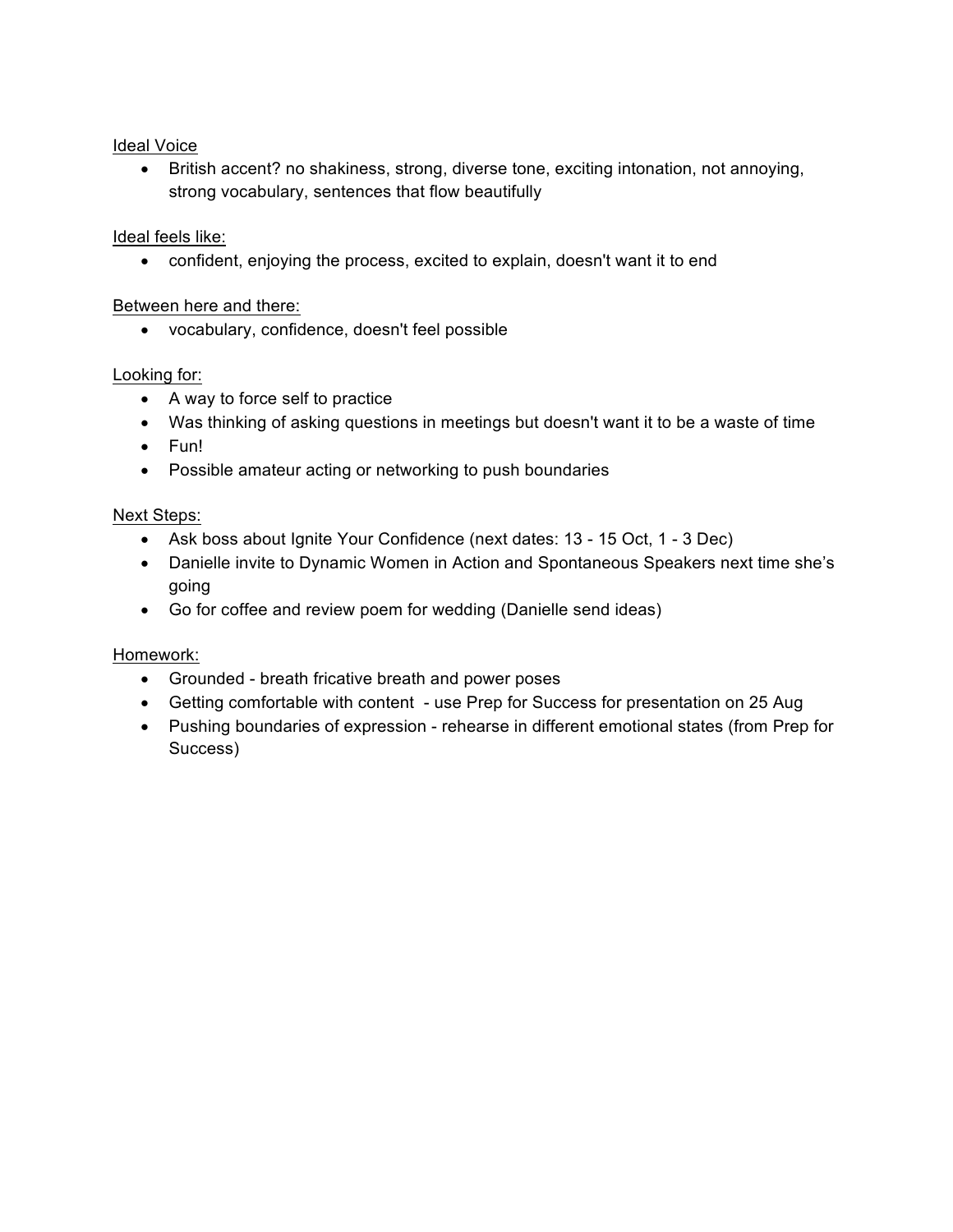Ideal Voice

- British accent? no shakiness, strong, diverse tone, exciting intonation, not annoying, strong vocabulary, sentences that flow beautifully

Ideal feels like:

- confident, enjoying the process, excited to explain, doesn't want it to end

Between here and there:

- vocabulary, confidence, doesn't feel possible

Looking for:

- A way to force self to practice
- Was thinking of asking questions in meetings but doesn't want it to be a waste of time
- Fun!
- Possible amateur acting or networking to push boundaries

Next Steps:

- Ask boss about Ignite Your Confidence (next dates: 13 - 15 Oct, 1 - 3 Dec)
- Danielle invite to Dynamic Women in Action and Spontaneous Speakers next time she's going
- Go for coffee and review poem for wedding (Danielle send ideas)

Homework:

- Grounded - breath fricative breath and power poses
- Getting comfortable with content - use Prep for Success for presentation on 25 Aug
- Pushing boundaries of expression - rehearse in different emotional states (from Prep for Success)